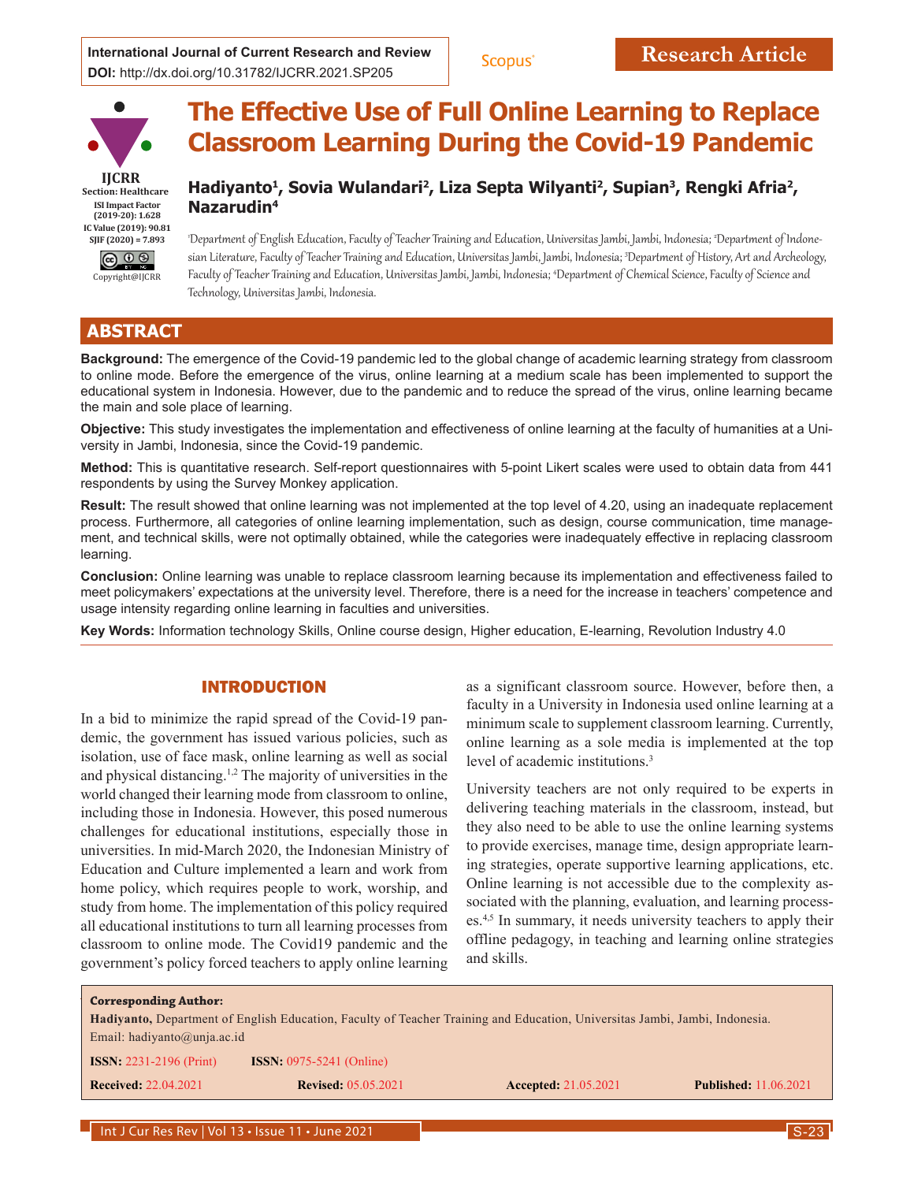International Journal of Current Research and Review
DOI: http://dx.doi.org/10.31782/IJCRR.2021.SP205

Research Article

IJCRR
Section: Healthcare
ISI Impact Factor (2019-20): 1.628
IC Value (2019): 90.81
SJIF (2020) = 7.893

Copyright@IJCRR

# The Effective Use of Full Online Learning to Replace Classroom Learning During the Covid-19 Pandemic

**Hadiyanto[1], Sovia Wulandari[2], Liza Septa Wilyanti[2], Supian[3], Rengki Afria[2], Nazarudin[4]**

[1]Department of English Education, Faculty of Teacher Training and Education, Universitas Jambi, Jambi, Indonesia; [2]Department of Indonesian Literature, Faculty of Teacher Training and Education, Universitas Jambi, Jambi, Indonesia; [3]Department of History, Art and Archeology, Faculty of Teacher Training and Education, Universitas Jambi, Jambi, Indonesia; [4]Department of Chemical Science, Faculty of Science and Technology, Universitas Jambi, Indonesia.

## ABSTRACT

**Background:** The emergence of the Covid-19 pandemic led to the global change of academic learning strategy from classroom to online mode. Before the emergence of the virus, online learning at a medium scale has been implemented to support the educational system in Indonesia. However, due to the pandemic and to reduce the spread of the virus, online learning became the main and sole place of learning.

**Objective:** This study investigates the implementation and effectiveness of online learning at the faculty of humanities at a University in Jambi, Indonesia, since the Covid-19 pandemic.

**Method:** This is quantitative research. Self-report questionnaires with 5-point Likert scales were used to obtain data from 441 respondents by using the Survey Monkey application.

**Result:** The result showed that online learning was not implemented at the top level of 4.20, using an inadequate replacement process. Furthermore, all categories of online learning implementation, such as design, course communication, time management, and technical skills, were not optimally obtained, while the categories were inadequately effective in replacing classroom learning.

**Conclusion:** Online learning was unable to replace classroom learning because its implementation and effectiveness failed to meet policymakers' expectations at the university level. Therefore, there is a need for the increase in teachers' competence and usage intensity regarding online learning in faculties and universities.

**Key Words:** Information technology Skills, Online course design, Higher education, E-learning, Revolution Industry 4.0

## INTRODUCTION

In a bid to minimize the rapid spread of the Covid-19 pandemic, the government has issued various policies, such as isolation, use of face mask, online learning as well as social and physical distancing.[1,2] The majority of universities in the world changed their learning mode from classroom to online, including those in Indonesia. However, this posed numerous challenges for educational institutions, especially those in universities. In mid-March 2020, the Indonesian Ministry of Education and Culture implemented a learn and work from home policy, which requires people to work, worship, and study from home. The implementation of this policy required all educational institutions to turn all learning processes from classroom to online mode. The Covid19 pandemic and the government's policy forced teachers to apply online learning as a significant classroom source. However, before then, a faculty in a University in Indonesia used online learning at a minimum scale to supplement classroom learning. Currently, online learning as a sole media is implemented at the top level of academic institutions.[3]

University teachers are not only required to be experts in delivering teaching materials in the classroom, instead, but they also need to be able to use the online learning systems to provide exercises, manage time, design appropriate learning strategies, operate supportive learning applications, etc. Online learning is not accessible due to the complexity associated with the planning, evaluation, and learning processes.[4,5] In summary, it needs university teachers to apply their offline pedagogy, in teaching and learning online strategies and skills.

**Corresponding Author:**
**Hadiyanto,** Department of English Education, Faculty of Teacher Training and Education, Universitas Jambi, Jambi, Indonesia.
Email: hadiyanto@unja.ac.id

**ISSN:** 2231-2196 (Print) **ISSN:** 0975-5241 (Online)

**Received:** 22.04.2021 **Revised:** 05.05.2021 **Accepted:** 21.05.2021 **Published:** 11.06.2021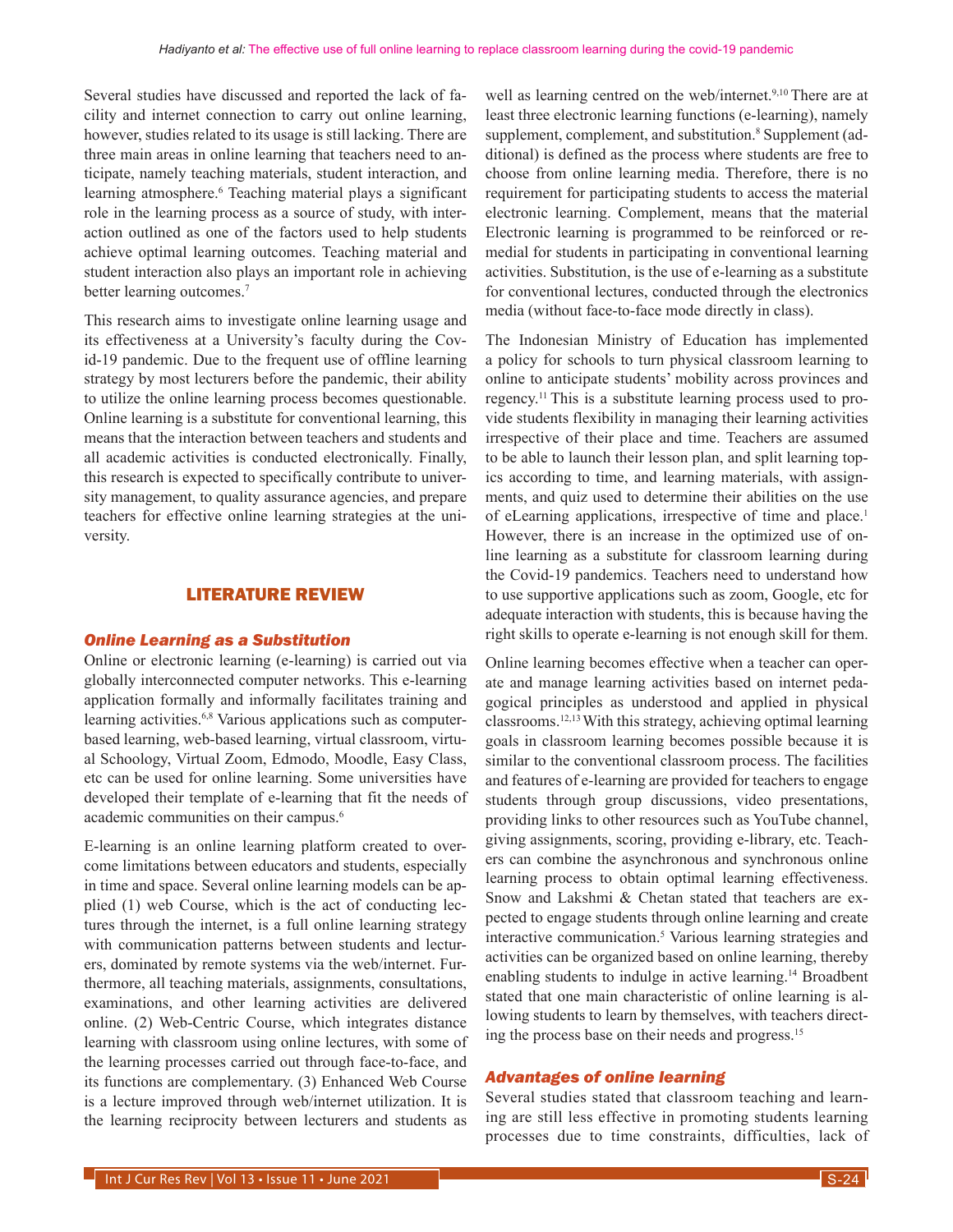Several studies have discussed and reported the lack of facility and internet connection to carry out online learning, however, studies related to its usage is still lacking. There are three main areas in online learning that teachers need to anticipate, namely teaching materials, student interaction, and learning atmosphere.[6] Teaching material plays a significant role in the learning process as a source of study, with interaction outlined as one of the factors used to help students achieve optimal learning outcomes. Teaching material and student interaction also plays an important role in achieving better learning outcomes.[7]

This research aims to investigate online learning usage and its effectiveness at a University's faculty during the Covid-19 pandemic. Due to the frequent use of offline learning strategy by most lecturers before the pandemic, their ability to utilize the online learning process becomes questionable. Online learning is a substitute for conventional learning, this means that the interaction between teachers and students and all academic activities is conducted electronically. Finally, this research is expected to specifically contribute to university management, to quality assurance agencies, and prepare teachers for effective online learning strategies at the university.

## LITERATURE REVIEW

### *Online Learning as a Substitution*

Online or electronic learning (e-learning) is carried out via globally interconnected computer networks. This e-learning application formally and informally facilitates training and learning activities.[6,8] Various applications such as computer-based learning, web-based learning, virtual classroom, virtual Schoology, Virtual Zoom, Edmodo, Moodle, Easy Class, etc can be used for online learning. Some universities have developed their template of e-learning that fit the needs of academic communities on their campus.[6]

E-learning is an online learning platform created to overcome limitations between educators and students, especially in time and space. Several online learning models can be applied (1) web Course, which is the act of conducting lectures through the internet, is a full online learning strategy with communication patterns between students and lecturers, dominated by remote systems via the web/internet. Furthermore, all teaching materials, assignments, consultations, examinations, and other learning activities are delivered online. (2) Web-Centric Course, which integrates distance learning with classroom using online lectures, with some of the learning processes carried out through face-to-face, and its functions are complementary. (3) Enhanced Web Course is a lecture improved through web/internet utilization. It is the learning reciprocity between lecturers and students as well as learning centred on the web/internet.[9,10] There are at least three electronic learning functions (e-learning), namely supplement, complement, and substitution.[8] Supplement (additional) is defined as the process where students are free to choose from online learning media. Therefore, there is no requirement for participating students to access the material electronic learning. Complement, means that the material Electronic learning is programmed to be reinforced or remedial for students in participating in conventional learning activities. Substitution, is the use of e-learning as a substitute for conventional lectures, conducted through the electronics media (without face-to-face mode directly in class).

The Indonesian Ministry of Education has implemented a policy for schools to turn physical classroom learning to online to anticipate students' mobility across provinces and regency.[11] This is a substitute learning process used to provide students flexibility in managing their learning activities irrespective of their place and time. Teachers are assumed to be able to launch their lesson plan, and split learning topics according to time, and learning materials, with assignments, and quiz used to determine their abilities on the use of eLearning applications, irrespective of time and place.[1] However, there is an increase in the optimized use of online learning as a substitute for classroom learning during the Covid-19 pandemics. Teachers need to understand how to use supportive applications such as zoom, Google, etc for adequate interaction with students, this is because having the right skills to operate e-learning is not enough skill for them.

Online learning becomes effective when a teacher can operate and manage learning activities based on internet pedagogical principles as understood and applied in physical classrooms.[12,13] With this strategy, achieving optimal learning goals in classroom learning becomes possible because it is similar to the conventional classroom process. The facilities and features of e-learning are provided for teachers to engage students through group discussions, video presentations, providing links to other resources such as YouTube channel, giving assignments, scoring, providing e-library, etc. Teachers can combine the asynchronous and synchronous online learning process to obtain optimal learning effectiveness. Snow and Lakshmi & Chetan stated that teachers are expected to engage students through online learning and create interactive communication.[5] Various learning strategies and activities can be organized based on online learning, thereby enabling students to indulge in active learning.[14] Broadbent stated that one main characteristic of online learning is allowing students to learn by themselves, with teachers directing the process base on their needs and progress.[15]

### *Advantages of online learning*

Several studies stated that classroom teaching and learning are still less effective in promoting students learning processes due to time constraints, difficulties, lack of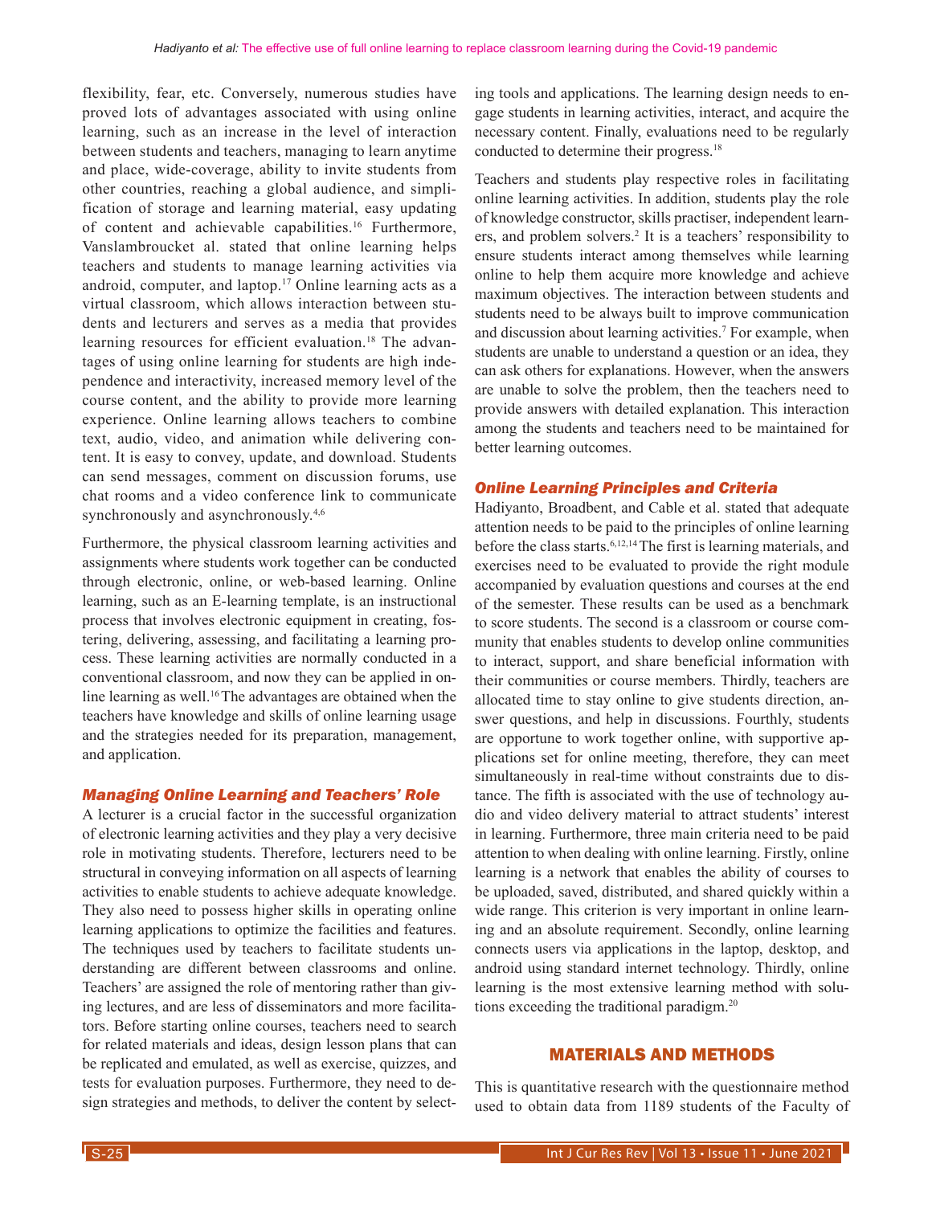flexibility, fear, etc. Conversely, numerous studies have proved lots of advantages associated with using online learning, such as an increase in the level of interaction between students and teachers, managing to learn anytime and place, wide-coverage, ability to invite students from other countries, reaching a global audience, and simplification of storage and learning material, easy updating of content and achievable capabilities.[16] Furthermore, Vanslambroucket al. stated that online learning helps teachers and students to manage learning activities via android, computer, and laptop.[17] Online learning acts as a virtual classroom, which allows interaction between students and lecturers and serves as a media that provides learning resources for efficient evaluation.[18] The advantages of using online learning for students are high independence and interactivity, increased memory level of the course content, and the ability to provide more learning experience. Online learning allows teachers to combine text, audio, video, and animation while delivering content. It is easy to convey, update, and download. Students can send messages, comment on discussion forums, use chat rooms and a video conference link to communicate synchronously and asynchronously.[4,6]

Furthermore, the physical classroom learning activities and assignments where students work together can be conducted through electronic, online, or web-based learning. Online learning, such as an E-learning template, is an instructional process that involves electronic equipment in creating, fostering, delivering, assessing, and facilitating a learning process. These learning activities are normally conducted in a conventional classroom, and now they can be applied in online learning as well.[16] The advantages are obtained when the teachers have knowledge and skills of online learning usage and the strategies needed for its preparation, management, and application.

### Managing Online Learning and Teachers' Role

A lecturer is a crucial factor in the successful organization of electronic learning activities and they play a very decisive role in motivating students. Therefore, lecturers need to be structural in conveying information on all aspects of learning activities to enable students to achieve adequate knowledge. They also need to possess higher skills in operating online learning applications to optimize the facilities and features. The techniques used by teachers to facilitate students understanding are different between classrooms and online. Teachers' are assigned the role of mentoring rather than giving lectures, and are less of disseminators and more facilitators. Before starting online courses, teachers need to search for related materials and ideas, design lesson plans that can be replicated and emulated, as well as exercise, quizzes, and tests for evaluation purposes. Furthermore, they need to design strategies and methods, to deliver the content by selecting tools and applications. The learning design needs to engage students in learning activities, interact, and acquire the necessary content. Finally, evaluations need to be regularly conducted to determine their progress.[18]

Teachers and students play respective roles in facilitating online learning activities. In addition, students play the role of knowledge constructor, skills practiser, independent learners, and problem solvers.[2] It is a teachers' responsibility to ensure students interact among themselves while learning online to help them acquire more knowledge and achieve maximum objectives. The interaction between students and students need to be always built to improve communication and discussion about learning activities.[7] For example, when students are unable to understand a question or an idea, they can ask others for explanations. However, when the answers are unable to solve the problem, then the teachers need to provide answers with detailed explanation. This interaction among the students and teachers need to be maintained for better learning outcomes.

### Online Learning Principles and Criteria

Hadiyanto, Broadbent, and Cable et al. stated that adequate attention needs to be paid to the principles of online learning before the class starts.[6,12,14] The first is learning materials, and exercises need to be evaluated to provide the right module accompanied by evaluation questions and courses at the end of the semester. These results can be used as a benchmark to score students. The second is a classroom or course community that enables students to develop online communities to interact, support, and share beneficial information with their communities or course members. Thirdly, teachers are allocated time to stay online to give students direction, answer questions, and help in discussions. Fourthly, students are opportune to work together online, with supportive applications set for online meeting, therefore, they can meet simultaneously in real-time without constraints due to distance. The fifth is associated with the use of technology audio and video delivery material to attract students' interest in learning. Furthermore, three main criteria need to be paid attention to when dealing with online learning. Firstly, online learning is a network that enables the ability of courses to be uploaded, saved, distributed, and shared quickly within a wide range. This criterion is very important in online learning and an absolute requirement. Secondly, online learning connects users via applications in the laptop, desktop, and android using standard internet technology. Thirdly, online learning is the most extensive learning method with solutions exceeding the traditional paradigm.[20]

## MATERIALS AND METHODS

This is quantitative research with the questionnaire method used to obtain data from 1189 students of the Faculty of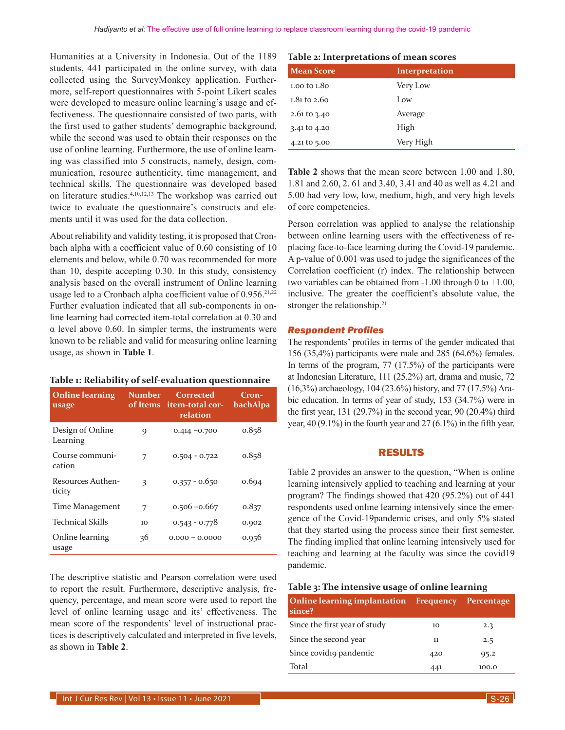Humanities at a University in Indonesia. Out of the 1189 students, 441 participated in the online survey, with data collected using the SurveyMonkey application. Furthermore, self-report questionnaires with 5-point Likert scales were developed to measure online learning's usage and effectiveness. The questionnaire consisted of two parts, with the first used to gather students' demographic background, while the second was used to obtain their responses on the use of online learning. Furthermore, the use of online learning was classified into 5 constructs, namely, design, communication, resource authenticity, time management, and technical skills. The questionnaire was developed based on literature studies.[4,10,12,13] The workshop was carried out twice to evaluate the questionnaire's constructs and elements until it was used for the data collection.

About reliability and validity testing, it is proposed that Cronbach alpha with a coefficient value of 0.60 consisting of 10 elements and below, while 0.70 was recommended for more than 10, despite accepting 0.30. In this study, consistency analysis based on the overall instrument of Online learning usage led to a Cronbach alpha coefficient value of 0.956.[21,22] Further evaluation indicated that all sub-components in online learning had corrected item-total correlation at 0.30 and α level above 0.60. In simpler terms, the instruments were known to be reliable and valid for measuring online learning usage, as shown in **Table 1**.

**Table 1: Reliability of self-evaluation questionnaire**

| Online learning usage | Number of Items | Corrected item-total correlation | CronbachAlpa |
|---|---|---|---|
| Design of Online Learning | 9 | 0.414 –0.700 | 0.858 |
| Course communication | 7 | 0.504 - 0.722 | 0.858 |
| Resources Authenticity | 3 | 0.357 - 0.650 | 0.694 |
| Time Management | 7 | 0.506 –0.667 | 0.837 |
| Technical Skills | 10 | 0.543 - 0.778 | 0.902 |
| Online learning usage | 36 | 0.000 – 0.0000 | 0.956 |

The descriptive statistic and Pearson correlation were used to report the result. Furthermore, descriptive analysis, frequency, percentage, and mean score were used to report the level of online learning usage and its' effectiveness. The mean score of the respondents' level of instructional practices is descriptively calculated and interpreted in five levels, as shown in **Table 2**.

**Table 2: Interpretations of mean scores**

| Mean Score | Interpretation |
|---|---|
| 1.00 to 1.80 | Very Low |
| 1.81 to 2.60 | Low |
| 2.61 to 3.40 | Average |
| 3.41 to 4.20 | High |
| 4.21 to 5.00 | Very High |

**Table 2** shows that the mean score between 1.00 and 1.80, 1.81 and 2.60, 2. 61 and 3.40, 3.41 and 40 as well as 4.21 and 5.00 had very low, low, medium, high, and very high levels of core competencies.

Person correlation was applied to analyse the relationship between online learning users with the effectiveness of replacing face-to-face learning during the Covid-19 pandemic. A p-value of 0.001 was used to judge the significances of the Correlation coefficient (r) index. The relationship between two variables can be obtained from -1.00 through 0 to +1.00, inclusive. The greater the coefficient's absolute value, the stronger the relationship.[21]

### *Respondent Profiles*

The respondents' profiles in terms of the gender indicated that 156 (35,4%) participants were male and 285 (64.6%) females. In terms of the program, 77 (17.5%) of the participants were at Indonesian Literature, 111 (25.2%) art, drama and music, 72 (16,3%) archaeology, 104 (23.6%) history, and 77 (17.5%) Arabic education. In terms of year of study, 153 (34.7%) were in the first year, 131 (29.7%) in the second year, 90 (20.4%) third year, 40 (9.1%) in the fourth year and 27 (6.1%) in the fifth year.

## RESULTS

Table 2 provides an answer to the question, "When is online learning intensively applied to teaching and learning at your program? The findings showed that 420 (95.2%) out of 441 respondents used online learning intensively since the emergence of the Covid-19pandemic crises, and only 5% stated that they started using the process since their first semester. The finding implied that online learning intensively used for teaching and learning at the faculty was since the covid19 pandemic.

**Table 3: The intensive usage of online learning**

| Online learning implantation since? | Frequency | Percentage |
|---|---|---|
| Since the first year of study | 10 | 2.3 |
| Since the second year | 11 | 2.5 |
| Since covid19 pandemic | 420 | 95.2 |
| Total | 441 | 100.0 |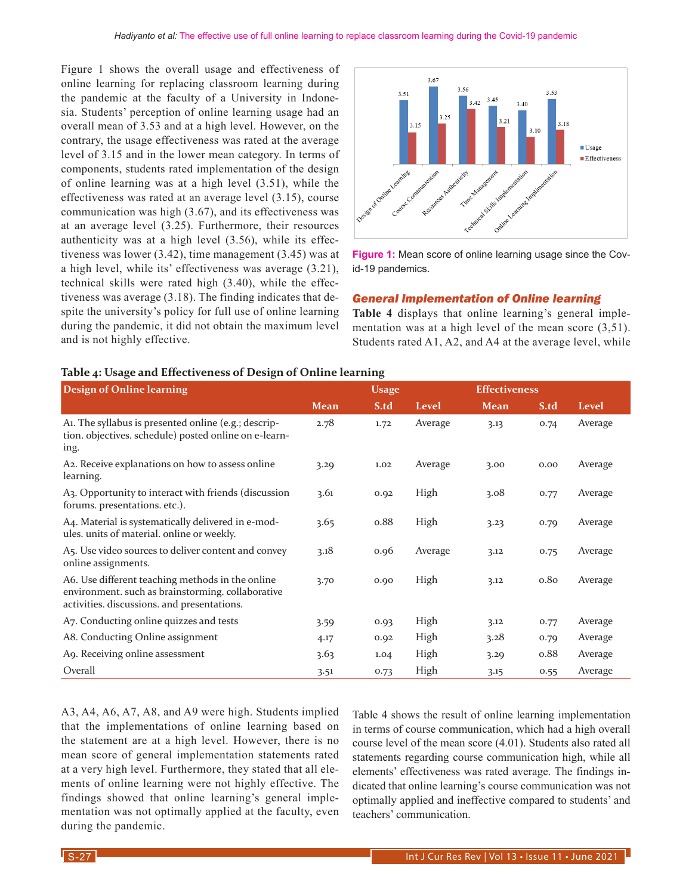Figure 1 shows the overall usage and effectiveness of online learning for replacing classroom learning during the pandemic at the faculty of a University in Indonesia. Students' perception of online learning usage had an overall mean of 3.53 and at a high level. However, on the contrary, the usage effectiveness was rated at the average level of 3.15 and in the lower mean category. In terms of components, students rated implementation of the design of online learning was at a high level (3.51), while the effectiveness was rated at an average level (3.15), course communication was high (3.67), and its effectiveness was at an average level (3.25). Furthermore, their resources authenticity was at a high level (3.56), while its effectiveness was lower (3.42), time management (3.45) was at a high level, while its' effectiveness was average (3.21), technical skills were rated high (3.40), while the effectiveness was average (3.18). The finding indicates that despite the university's policy for full use of online learning during the pandemic, it did not obtain the maximum level and is not highly effective.

**Figure 1:** Mean score of online learning usage since the Covid-19 pandemics.

### *General Implementation of Online learning*

**Table 4** displays that online learning's general implementation was at a high level of the mean score (3,51). Students rated A1, A2, and A4 at the average level, while A3, A4, A6, A7, A8, and A9 were high. Students implied that the implementations of online learning based on the statement are at a high level. However, there is no mean score of general implementation statements rated at a very high level. Furthermore, they stated that all elements of online learning were not highly effective. The findings showed that online learning's general implementation was not optimally applied at the faculty, even during the pandemic.

**Table 4: Usage and Effectiveness of Design of Online learning**

| Design of Online learning | Usage | | | Effectiveness | | |
|---|---|---|---|---|---|---|
| | Mean | S.td | Level | Mean | S.td | Level |
| A1. The syllabus is presented online (e.g.; description. objectives. schedule) posted online on e-learning. | 2.78 | 1.72 | Average | 3.13 | 0.74 | Average |
| A2. Receive explanations on how to assess online learning. | 3.29 | 1.02 | Average | 3.00 | 0.00 | Average |
| A3. Opportunity to interact with friends (discussion forums. presentations. etc.). | 3.61 | 0.92 | High | 3.08 | 0.77 | Average |
| A4. Material is systematically delivered in e-modules. units of material. online or weekly. | 3.65 | 0.88 | High | 3.23 | 0.79 | Average |
| A5. Use video sources to deliver content and convey online assignments. | 3.18 | 0.96 | Average | 3.12 | 0.75 | Average |
| A6. Use different teaching methods in the online environment. such as brainstorming. collaborative activities. discussions. and presentations. | 3.70 | 0.90 | High | 3.12 | 0.80 | Average |
| A7. Conducting online quizzes and tests | 3.59 | 0.93 | High | 3.12 | 0.77 | Average |
| A8. Conducting Online assignment | 4.17 | 0.92 | High | 3.28 | 0.79 | Average |
| A9. Receiving online assessment | 3.63 | 1.04 | High | 3.29 | 0.88 | Average |
| Overall | 3.51 | 0.73 | High | 3.15 | 0.55 | Average |

Table 4 shows the result of online learning implementation in terms of course communication, which had a high overall course level of the mean score (4.01). Students also rated all statements regarding course communication high, while all elements' effectiveness was rated average. The findings indicated that online learning's course communication was not optimally applied and ineffective compared to students' and teachers' communication.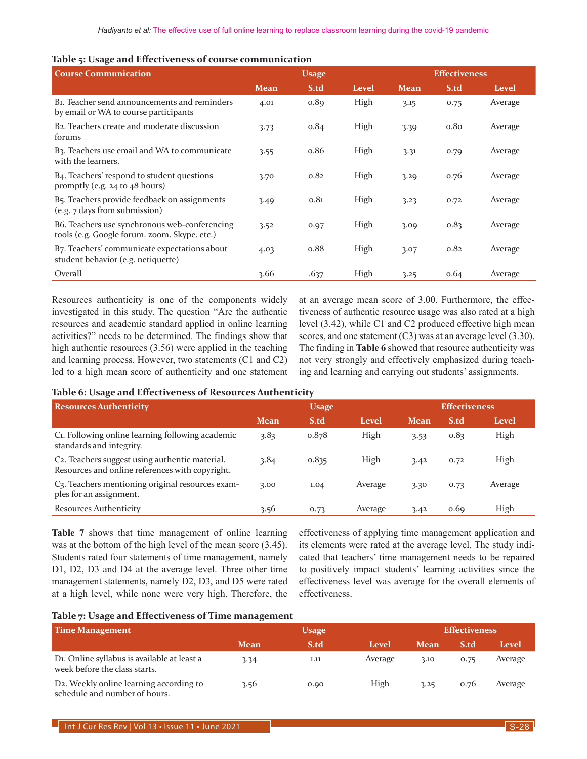**Table 5: Usage and Effectiveness of course communication**

| Course Communication | Usage | | | Effectiveness | | |
|---|---|---|---|---|---|---|
| | Mean | S.td | Level | Mean | S.td | Level |
| B1. Teacher send announcements and reminders by email or WA to course participants | 4.01 | 0.89 | High | 3.15 | 0.75 | Average |
| B2. Teachers create and moderate discussion forums | 3.73 | 0.84 | High | 3.39 | 0.80 | Average |
| B3. Teachers use email and WA to communicate with the learners. | 3.55 | 0.86 | High | 3.31 | 0.79 | Average |
| B4. Teachers' respond to student questions promptly (e.g. 24 to 48 hours) | 3.70 | 0.82 | High | 3.29 | 0.76 | Average |
| B5. Teachers provide feedback on assignments (e.g. 7 days from submission) | 3.49 | 0.81 | High | 3.23 | 0.72 | Average |
| B6. Teachers use synchronous web-conferencing tools (e.g. Google forum. zoom. Skype. etc.) | 3.52 | 0.97 | High | 3.09 | 0.83 | Average |
| B7. Teachers' communicate expectations about student behavior (e.g. netiquette) | 4.03 | 0.88 | High | 3.07 | 0.82 | Average |
| Overall | 3.66 | .637 | High | 3.25 | 0.64 | Average |

Resources authenticity is one of the components widely investigated in this study. The question "Are the authentic resources and academic standard applied in online learning activities?" needs to be determined. The findings show that high authentic resources (3.56) were applied in the teaching and learning process. However, two statements (C1 and C2) led to a high mean score of authenticity and one statement at an average mean score of 3.00. Furthermore, the effectiveness of authentic resource usage was also rated at a high level (3.42), while C1 and C2 produced effective high mean scores, and one statement (C3) was at an average level (3.30). The finding in **Table 6** showed that resource authenticity was not very strongly and effectively emphasized during teaching and learning and carrying out students' assignments.

**Table 6: Usage and Effectiveness of Resources Authenticity**

| Resources Authenticity | Usage | | | Effectiveness | | |
|---|---|---|---|---|---|---|
| | Mean | S.td | Level | Mean | S.td | Level |
| C1. Following online learning following academic standards and integrity. | 3.83 | 0.878 | High | 3.53 | 0.83 | High |
| C2. Teachers suggest using authentic material. Resources and online references with copyright. | 3.84 | 0.835 | High | 3.42 | 0.72 | High |
| C3. Teachers mentioning original resources examples for an assignment. | 3.00 | 1.04 | Average | 3.30 | 0.73 | Average |
| Resources Authenticity | 3.56 | 0.73 | Average | 3.42 | 0.69 | High |

**Table 7** shows that time management of online learning was at the bottom of the high level of the mean score (3.45). Students rated four statements of time management, namely D1, D2, D3 and D4 at the average level. Three other time management statements, namely D2, D3, and D5 were rated at a high level, while none were very high. Therefore, the effectiveness of applying time management application and its elements were rated at the average level. The study indicated that teachers' time management needs to be repaired to positively impact students' learning activities since the effectiveness level was average for the overall elements of effectiveness.

**Table 7: Usage and Effectiveness of Time management**

| Time Management | Usage | | | Effectiveness | | |
|---|---|---|---|---|---|---|
| | Mean | S.td | Level | Mean | S.td | Level |
| D1. Online syllabus is available at least a week before the class starts. | 3.34 | 1.11 | Average | 3.10 | 0.75 | Average |
| D2. Weekly online learning according to schedule and number of hours. | 3.56 | 0.90 | High | 3.25 | 0.76 | Average |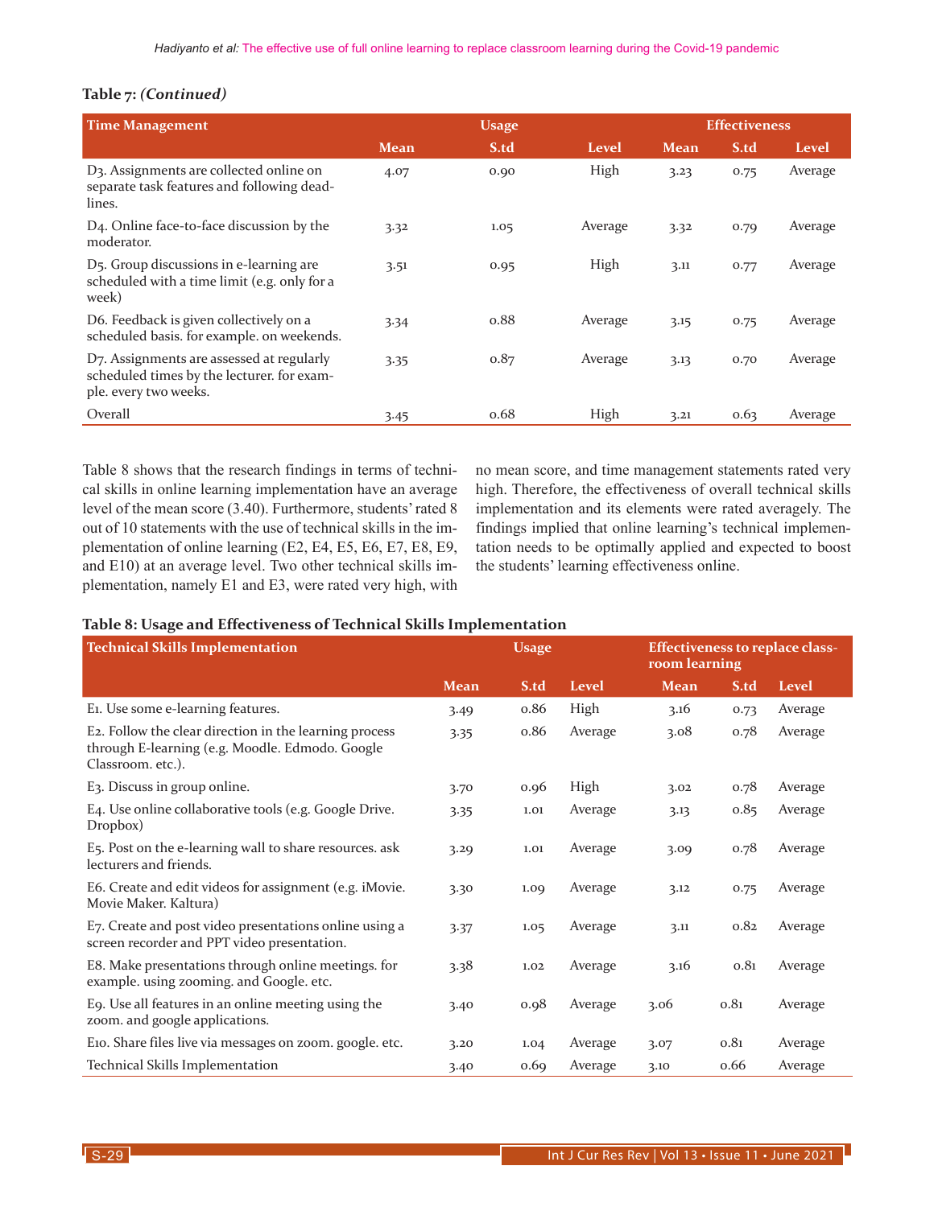**Table 7:** ***(Continued)***

| Time Management | Usage | | | Effectiveness | | |
|---|---|---|---|---|---|---|
| | Mean | S.td | Level | Mean | S.td | Level |
| D3. Assignments are collected online on separate task features and following deadlines. | 4.07 | 0.90 | High | 3.23 | 0.75 | Average |
| D4. Online face-to-face discussion by the moderator. | 3.32 | 1.05 | Average | 3.32 | 0.79 | Average |
| D5. Group discussions in e-learning are scheduled with a time limit (e.g. only for a week) | 3.51 | 0.95 | High | 3.11 | 0.77 | Average |
| D6. Feedback is given collectively on a scheduled basis. for example. on weekends. | 3.34 | 0.88 | Average | 3.15 | 0.75 | Average |
| D7. Assignments are assessed at regularly scheduled times by the lecturer. for example. every two weeks. | 3.35 | 0.87 | Average | 3.13 | 0.70 | Average |
| Overall | 3.45 | 0.68 | High | 3.21 | 0.63 | Average |

Table 8 shows that the research findings in terms of technical skills in online learning implementation have an average level of the mean score (3.40). Furthermore, students' rated 8 out of 10 statements with the use of technical skills in the implementation of online learning (E2, E4, E5, E6, E7, E8, E9, and E10) at an average level. Two other technical skills implementation, namely E1 and E3, were rated very high, with no mean score, and time management statements rated very high. Therefore, the effectiveness of overall technical skills implementation and its elements were rated averagely. The findings implied that online learning's technical implementation needs to be optimally applied and expected to boost the students' learning effectiveness online.

**Table 8: Usage and Effectiveness of Technical Skills Implementation**

| Technical Skills Implementation | Usage | | | Effectiveness to replace classroom learning | | |
|---|---|---|---|---|---|---|
| | Mean | S.td | Level | Mean | S.td | Level |
| E1. Use some e-learning features. | 3.49 | 0.86 | High | 3.16 | 0.73 | Average |
| E2. Follow the clear direction in the learning process through E-learning (e.g. Moodle. Edmodo. Google Classroom. etc.). | 3.35 | 0.86 | Average | 3.08 | 0.78 | Average |
| E3. Discuss in group online. | 3.70 | 0.96 | High | 3.02 | 0.78 | Average |
| E4. Use online collaborative tools (e.g. Google Drive. Dropbox) | 3.35 | 1.01 | Average | 3.13 | 0.85 | Average |
| E5. Post on the e-learning wall to share resources. ask lecturers and friends. | 3.29 | 1.01 | Average | 3.09 | 0.78 | Average |
| E6. Create and edit videos for assignment (e.g. iMovie. Movie Maker. Kaltura) | 3.30 | 1.09 | Average | 3.12 | 0.75 | Average |
| E7. Create and post video presentations online using a screen recorder and PPT video presentation. | 3.37 | 1.05 | Average | 3.11 | 0.82 | Average |
| E8. Make presentations through online meetings. for example. using zooming. and Google. etc. | 3.38 | 1.02 | Average | 3.16 | 0.81 | Average |
| E9. Use all features in an online meeting using the zoom. and google applications. | 3.40 | 0.98 | Average | 3.06 | 0.81 | Average |
| E10. Share files live via messages on zoom. google. etc. | 3.20 | 1.04 | Average | 3.07 | 0.81 | Average |
| Technical Skills Implementation | 3.40 | 0.69 | Average | 3.10 | 0.66 | Average |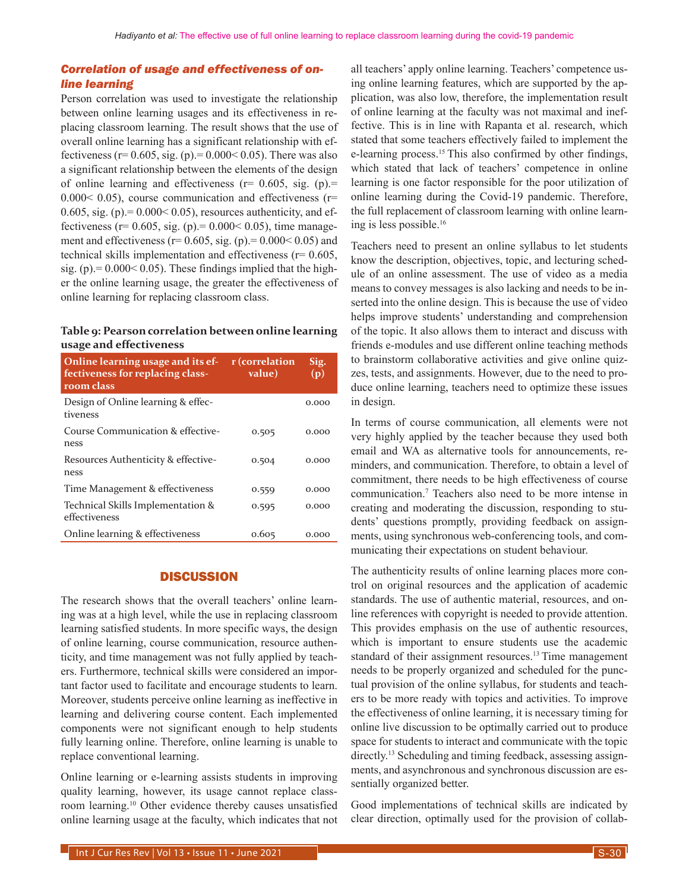### *Correlation of usage and effectiveness of online learning*

Person correlation was used to investigate the relationship between online learning usages and its effectiveness in replacing classroom learning. The result shows that the use of overall online learning has a significant relationship with effectiveness (r= 0.605, sig. (p).= 0.000< 0.05). There was also a significant relationship between the elements of the design of online learning and effectiveness (r= 0.605, sig. (p).= 0.000< 0.05), course communication and effectiveness (r= 0.605, sig. (p).= 0.000< 0.05), resources authenticity, and effectiveness (r= 0.605, sig. (p).= 0.000< 0.05), time management and effectiveness (r= 0.605, sig. (p).= 0.000< 0.05) and technical skills implementation and effectiveness (r= 0.605, sig. (p).= 0.000< 0.05). These findings implied that the higher the online learning usage, the greater the effectiveness of online learning for replacing classroom class.

**Table 9: Pearson correlation between online learning usage and effectiveness**

| Online learning usage and its effectiveness for replacing classroom class | r (correlation value) | Sig. (p) |
|---|---|---|
| Design of Online learning & effectiveness | | 0.000 |
| Course Communication & effectiveness | 0.505 | 0.000 |
| Resources Authenticity & effectiveness | 0.504 | 0.000 |
| Time Management & effectiveness | 0.559 | 0.000 |
| Technical Skills Implementation & effectiveness | 0.595 | 0.000 |
| Online learning & effectiveness | 0.605 | 0.000 |

## DISCUSSION

The research shows that the overall teachers' online learning was at a high level, while the use in replacing classroom learning satisfied students. In more specific ways, the design of online learning, course communication, resource authenticity, and time management was not fully applied by teachers. Furthermore, technical skills were considered an important factor used to facilitate and encourage students to learn. Moreover, students perceive online learning as ineffective in learning and delivering course content. Each implemented components were not significant enough to help students fully learning online. Therefore, online learning is unable to replace conventional learning.

Online learning or e-learning assists students in improving quality learning, however, its usage cannot replace classroom learning.[10] Other evidence thereby causes unsatisfied online learning usage at the faculty, which indicates that not all teachers' apply online learning. Teachers' competence using online learning features, which are supported by the application, was also low, therefore, the implementation result of online learning at the faculty was not maximal and ineffective. This is in line with Rapanta et al. research, which stated that some teachers effectively failed to implement the e-learning process.[15] This also confirmed by other findings, which stated that lack of teachers' competence in online learning is one factor responsible for the poor utilization of online learning during the Covid-19 pandemic. Therefore, the full replacement of classroom learning with online learning is less possible.[16]

Teachers need to present an online syllabus to let students know the description, objectives, topic, and lecturing schedule of an online assessment. The use of video as a media means to convey messages is also lacking and needs to be inserted into the online design. This is because the use of video helps improve students' understanding and comprehension of the topic. It also allows them to interact and discuss with friends e-modules and use different online teaching methods to brainstorm collaborative activities and give online quizzes, tests, and assignments. However, due to the need to produce online learning, teachers need to optimize these issues in design.

In terms of course communication, all elements were not very highly applied by the teacher because they used both email and WA as alternative tools for announcements, reminders, and communication. Therefore, to obtain a level of commitment, there needs to be high effectiveness of course communication.[7] Teachers also need to be more intense in creating and moderating the discussion, responding to students' questions promptly, providing feedback on assignments, using synchronous web-conferencing tools, and communicating their expectations on student behaviour.

The authenticity results of online learning places more control on original resources and the application of academic standards. The use of authentic material, resources, and online references with copyright is needed to provide attention. This provides emphasis on the use of authentic resources, which is important to ensure students use the academic standard of their assignment resources.[13] Time management needs to be properly organized and scheduled for the punctual provision of the online syllabus, for students and teachers to be more ready with topics and activities. To improve the effectiveness of online learning, it is necessary timing for online live discussion to be optimally carried out to produce space for students to interact and communicate with the topic directly.[13] Scheduling and timing feedback, assessing assignments, and asynchronous and synchronous discussion are essentially organized better.

Good implementations of technical skills are indicated by clear direction, optimally used for the provision of collab-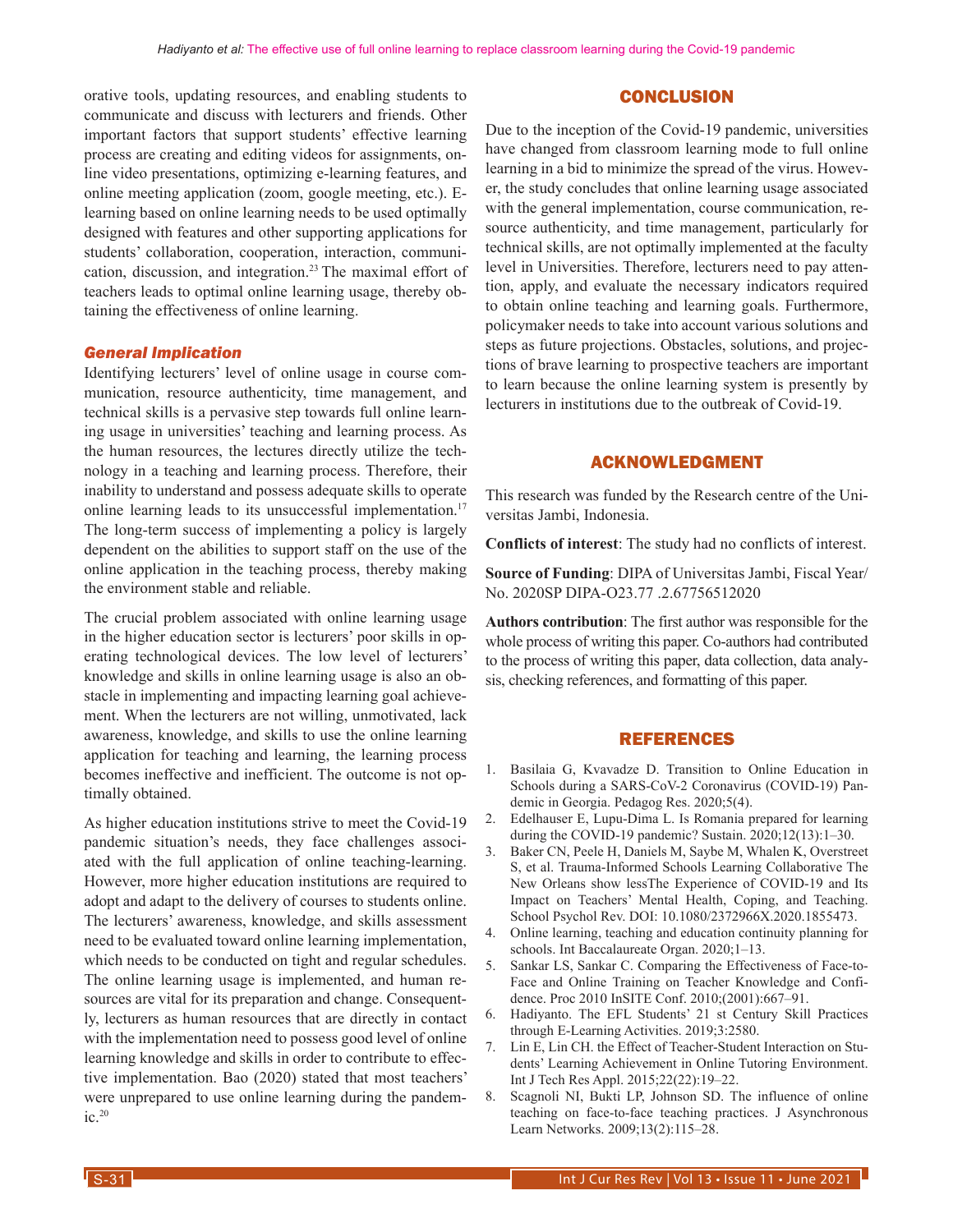orative tools, updating resources, and enabling students to communicate and discuss with lecturers and friends. Other important factors that support students' effective learning process are creating and editing videos for assignments, online video presentations, optimizing e-learning features, and online meeting application (zoom, google meeting, etc.). E-learning based on online learning needs to be used optimally designed with features and other supporting applications for students' collaboration, cooperation, interaction, communication, discussion, and integration.[23] The maximal effort of teachers leads to optimal online learning usage, thereby obtaining the effectiveness of online learning.

### *General Implication*

Identifying lecturers' level of online usage in course communication, resource authenticity, time management, and technical skills is a pervasive step towards full online learning usage in universities' teaching and learning process. As the human resources, the lectures directly utilize the technology in a teaching and learning process. Therefore, their inability to understand and possess adequate skills to operate online learning leads to its unsuccessful implementation.[17] The long-term success of implementing a policy is largely dependent on the abilities to support staff on the use of the online application in the teaching process, thereby making the environment stable and reliable.

The crucial problem associated with online learning usage in the higher education sector is lecturers' poor skills in operating technological devices. The low level of lecturers' knowledge and skills in online learning usage is also an obstacle in implementing and impacting learning goal achievement. When the lecturers are not willing, unmotivated, lack awareness, knowledge, and skills to use the online learning application for teaching and learning, the learning process becomes ineffective and inefficient. The outcome is not optimally obtained.

As higher education institutions strive to meet the Covid-19 pandemic situation's needs, they face challenges associated with the full application of online teaching-learning. However, more higher education institutions are required to adopt and adapt to the delivery of courses to students online. The lecturers' awareness, knowledge, and skills assessment need to be evaluated toward online learning implementation, which needs to be conducted on tight and regular schedules. The online learning usage is implemented, and human resources are vital for its preparation and change. Consequently, lecturers as human resources that are directly in contact with the implementation need to possess good level of online learning knowledge and skills in order to contribute to effective implementation. Bao (2020) stated that most teachers' were unprepared to use online learning during the pandemic.[20]

## CONCLUSION

Due to the inception of the Covid-19 pandemic, universities have changed from classroom learning mode to full online learning in a bid to minimize the spread of the virus. However, the study concludes that online learning usage associated with the general implementation, course communication, resource authenticity, and time management, particularly for technical skills, are not optimally implemented at the faculty level in Universities. Therefore, lecturers need to pay attention, apply, and evaluate the necessary indicators required to obtain online teaching and learning goals. Furthermore, policymaker needs to take into account various solutions and steps as future projections. Obstacles, solutions, and projections of brave learning to prospective teachers are important to learn because the online learning system is presently by lecturers in institutions due to the outbreak of Covid-19.

## ACKNOWLEDGMENT

This research was funded by the Research centre of the Universitas Jambi, Indonesia.

**Conflicts of interest**: The study had no conflicts of interest.

**Source of Funding**: DIPA of Universitas Jambi, Fiscal Year/ No. 2020SP DIPA-O23.77 .2.67756512020

**Authors contribution**: The first author was responsible for the whole process of writing this paper. Co-authors had contributed to the process of writing this paper, data collection, data analysis, checking references, and formatting of this paper.

## REFERENCES

1. Basilaia G, Kvavadze D. Transition to Online Education in Schools during a SARS-CoV-2 Coronavirus (COVID-19) Pandemic in Georgia. Pedagog Res. 2020;5(4).
2. Edelhauser E, Lupu-Dima L. Is Romania prepared for learning during the COVID-19 pandemic? Sustain. 2020;12(13):1–30.
3. Baker CN, Peele H, Daniels M, Saybe M, Whalen K, Overstreet S, et al. Trauma-Informed Schools Learning Collaborative The New Orleans show lessThe Experience of COVID-19 and Its Impact on Teachers' Mental Health, Coping, and Teaching. School Psychol Rev. DOI: 10.1080/2372966X.2020.1855473.
4. Online learning, teaching and education continuity planning for schools. Int Baccalaureate Organ. 2020;1–13.
5. Sankar LS, Sankar C. Comparing the Effectiveness of Face-to-Face and Online Training on Teacher Knowledge and Confidence. Proc 2010 InSITE Conf. 2010;(2001):667–91.
6. Hadiyanto. The EFL Students' 21 st Century Skill Practices through E-Learning Activities. 2019;3:2580.
7. Lin E, Lin CH. the Effect of Teacher-Student Interaction on Students' Learning Achievement in Online Tutoring Environment. Int J Tech Res Appl. 2015;22(22):19–22.
8. Scagnoli NI, Bukti LP, Johnson SD. The influence of online teaching on face-to-face teaching practices. J Asynchronous Learn Networks. 2009;13(2):115–28.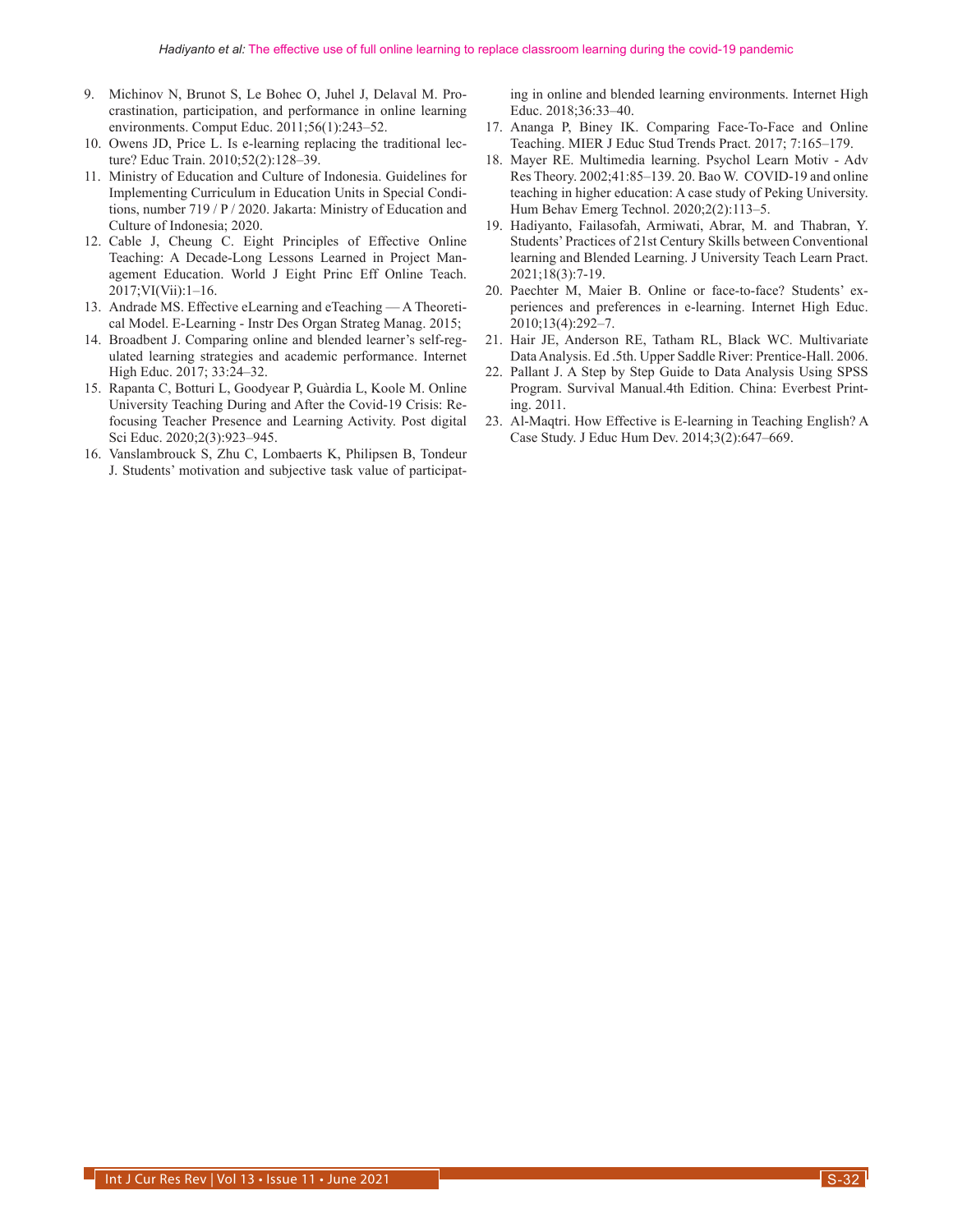9. Michinov N, Brunot S, Le Bohec O, Juhel J, Delaval M. Procrastination, participation, and performance in online learning environments. Comput Educ. 2011;56(1):243–52.
10. Owens JD, Price L. Is e-learning replacing the traditional lecture? Educ Train. 2010;52(2):128–39.
11. Ministry of Education and Culture of Indonesia. Guidelines for Implementing Curriculum in Education Units in Special Conditions, number 719 / P / 2020. Jakarta: Ministry of Education and Culture of Indonesia; 2020.
12. Cable J, Cheung C. Eight Principles of Effective Online Teaching: A Decade-Long Lessons Learned in Project Management Education. World J Eight Princ Eff Online Teach. 2017;VI(Vii):1–16.
13. Andrade MS. Effective eLearning and eTeaching — A Theoretical Model. E-Learning - Instr Des Organ Strateg Manag. 2015;
14. Broadbent J. Comparing online and blended learner's self-regulated learning strategies and academic performance. Internet High Educ. 2017; 33:24–32.
15. Rapanta C, Botturi L, Goodyear P, Guàrdia L, Koole M. Online University Teaching During and After the Covid-19 Crisis: Refocusing Teacher Presence and Learning Activity. Post digital Sci Educ. 2020;2(3):923–945.
16. Vanslambrouck S, Zhu C, Lombaerts K, Philipsen B, Tondeur J. Students' motivation and subjective task value of participating in online and blended learning environments. Internet High Educ. 2018;36:33–40.
17. Ananga P, Biney IK. Comparing Face-To-Face and Online Teaching. MIER J Educ Stud Trends Pract. 2017; 7:165–179.
18. Mayer RE. Multimedia learning. Psychol Learn Motiv - Adv Res Theory. 2002;41:85–139. 20. Bao W. COVID-19 and online teaching in higher education: A case study of Peking University. Hum Behav Emerg Technol. 2020;2(2):113–5.
19. Hadiyanto, Failasofah, Armiwati, Abrar, M. and Thabran, Y. Students' Practices of 21st Century Skills between Conventional learning and Blended Learning. J University Teach Learn Pract. 2021;18(3):7-19.
20. Paechter M, Maier B. Online or face-to-face? Students' experiences and preferences in e-learning. Internet High Educ. 2010;13(4):292–7.
21. Hair JE, Anderson RE, Tatham RL, Black WC. Multivariate Data Analysis. Ed .5th. Upper Saddle River: Prentice-Hall. 2006.
22. Pallant J. A Step by Step Guide to Data Analysis Using SPSS Program. Survival Manual.4th Edition. China: Everbest Printing. 2011.
23. Al-Maqtri. How Effective is E-learning in Teaching English? A Case Study. J Educ Hum Dev. 2014;3(2):647–669.